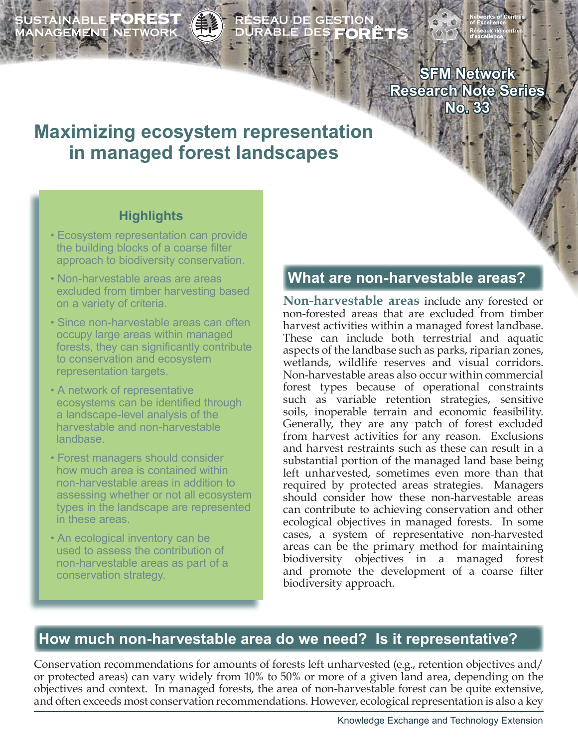SUSTAINABLE FOREST MANAGEMENT NETWORK — RÉSEAU DE GESTION DURABLE DES FORÊTS

Networks of Centres of Excellence — Réseaux de centres d'excellence

SFM Network Research Note Series No. 33

# Maximizing ecosystem representation in managed forest landscapes

## Highlights

- Ecosystem representation can provide the building blocks of a coarse filter approach to biodiversity conservation.
- Non-harvestable areas are areas excluded from timber harvesting based on a variety of criteria.
- Since non-harvestable areas can often occupy large areas within managed forests, they can significantly contribute to conservation and ecosystem representation targets.
- A network of representative ecosystems can be identified through a landscape-level analysis of the harvestable and non-harvestable landbase.
- Forest managers should consider how much area is contained within non-harvestable areas in addition to assessing whether or not all ecosystem types in the landscape are represented in these areas.
- An ecological inventory can be used to assess the contribution of non-harvestable areas as part of a conservation strategy.

## What are non-harvestable areas?

**Non-harvestable areas** include any forested or non-forested areas that are excluded from timber harvest activities within a managed forest landbase. These can include both terrestrial and aquatic aspects of the landbase such as parks, riparian zones, wetlands, wildlife reserves and visual corridors. Non-harvestable areas also occur within commercial forest types because of operational constraints such as variable retention strategies, sensitive soils, inoperable terrain and economic feasibility. Generally, they are any patch of forest excluded from harvest activities for any reason. Exclusions and harvest restraints such as these can result in a substantial portion of the managed land base being left unharvested, sometimes even more than that required by protected areas strategies. Managers should consider how these non-harvestable areas can contribute to achieving conservation and other ecological objectives in managed forests. In some cases, a system of representative non-harvested areas can be the primary method for maintaining biodiversity objectives in a managed forest and promote the development of a coarse filter biodiversity approach.

## How much non-harvestable area do we need? Is it representative?

Conservation recommendations for amounts of forests left unharvested (e.g., retention objectives and/or protected areas) can vary widely from 10% to 50% or more of a given land area, depending on the objectives and context. In managed forests, the area of non-harvestable forest can be quite extensive, and often exceeds most conservation recommendations. However, ecological representation is also a key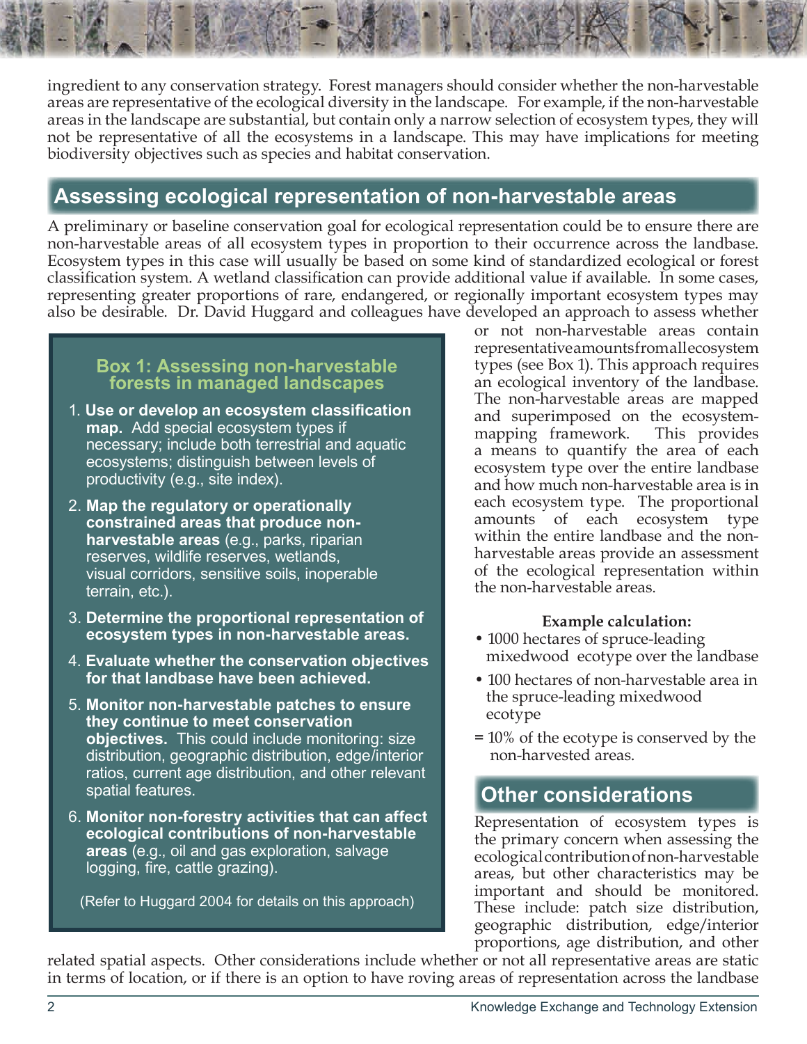ingredient to any conservation strategy. Forest managers should consider whether the non-harvestable areas are representative of the ecological diversity in the landscape. For example, if the non-harvestable areas in the landscape are substantial, but contain only a narrow selection of ecosystem types, they will not be representative of all the ecosystems in a landscape. This may have implications for meeting biodiversity objectives such as species and habitat conservation.

## Assessing ecological representation of non-harvestable areas

A preliminary or baseline conservation goal for ecological representation could be to ensure there are non-harvestable areas of all ecosystem types in proportion to their occurrence across the landbase. Ecosystem types in this case will usually be based on some kind of standardized ecological or forest classification system. A wetland classification can provide additional value if available. In some cases, representing greater proportions of rare, endangered, or regionally important ecosystem types may also be desirable. Dr. David Huggard and colleagues have developed an approach to assess whether or not non-harvestable areas contain representative amounts from all ecosystem types (see Box 1). This approach requires an ecological inventory of the landbase. The non-harvestable areas are mapped and superimposed on the ecosystem-mapping framework. This provides a means to quantify the area of each ecosystem type over the entire landbase and how much non-harvestable area is in each ecosystem type. The proportional amounts of each ecosystem type within the entire landbase and the non-harvestable areas provide an assessment of the ecological representation within the non-harvestable areas.

### Box 1: Assessing non-harvestable forests in managed landscapes

1. **Use or develop an ecosystem classification map.** Add special ecosystem types if necessary; include both terrestrial and aquatic ecosystems; distinguish between levels of productivity (e.g., site index).
2. **Map the regulatory or operationally constrained areas that produce non-harvestable areas** (e.g., parks, riparian reserves, wildlife reserves, wetlands, visual corridors, sensitive soils, inoperable terrain, etc.).
3. **Determine the proportional representation of ecosystem types in non-harvestable areas.**
4. **Evaluate whether the conservation objectives for that landbase have been achieved.**
5. **Monitor non-harvestable patches to ensure they continue to meet conservation objectives.** This could include monitoring: size distribution, geographic distribution, edge/interior ratios, current age distribution, and other relevant spatial features.
6. **Monitor non-forestry activities that can affect ecological contributions of non-harvestable areas** (e.g., oil and gas exploration, salvage logging, fire, cattle grazing).

(Refer to Huggard 2004 for details on this approach)

**Example calculation:**

- 1000 hectares of spruce-leading mixedwood ecotype over the landbase
- 100 hectares of non-harvestable area in the spruce-leading mixedwood ecotype

**=** 10% of the ecotype is conserved by the non-harvested areas.

## Other considerations

Representation of ecosystem types is the primary concern when assessing the ecological contribution of non-harvestable areas, but other characteristics may be important and should be monitored. These include: patch size distribution, geographic distribution, edge/interior proportions, age distribution, and other related spatial aspects. Other considerations include whether or not all representative areas are static in terms of location, or if there is an option to have roving areas of representation across the landbase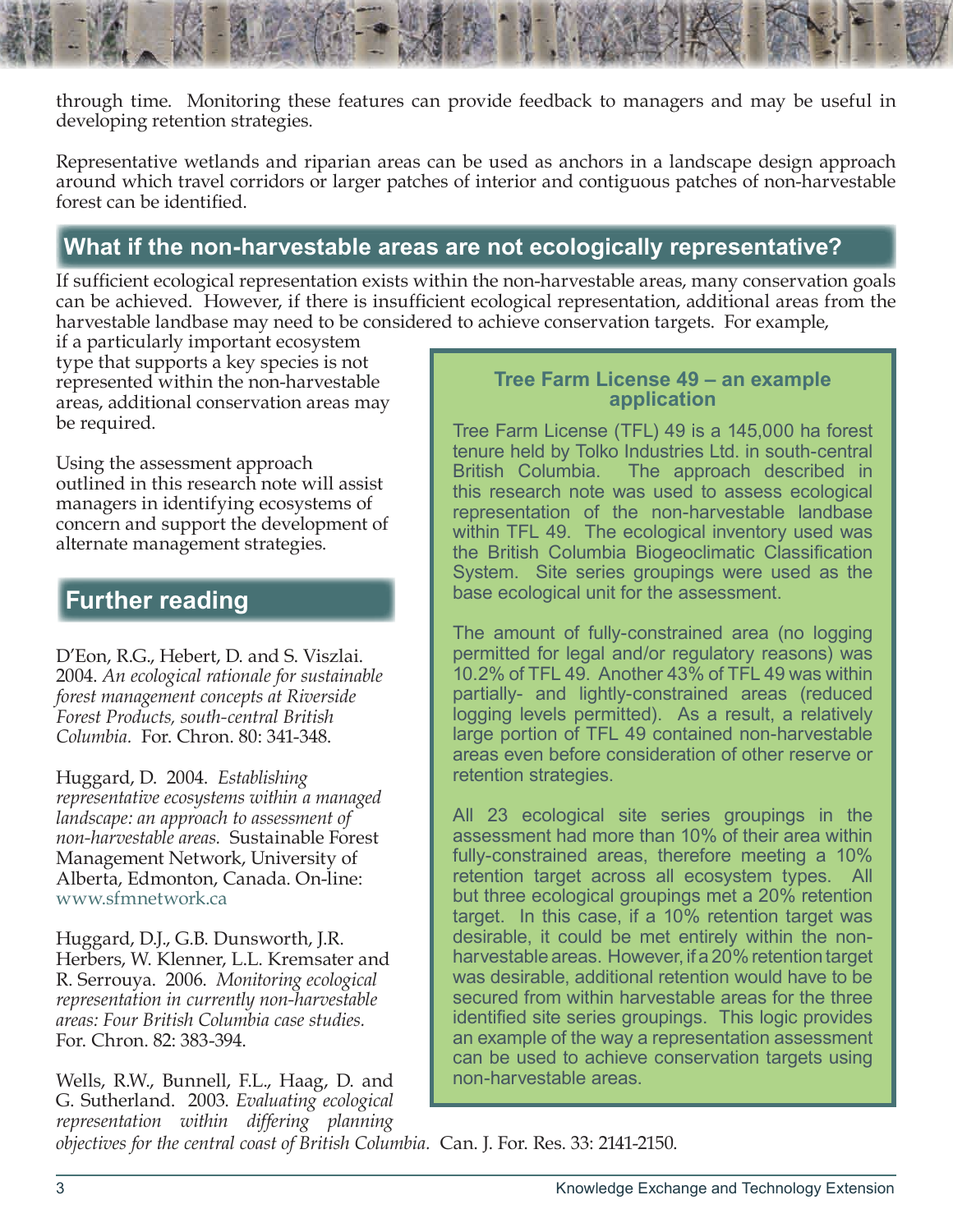through time. Monitoring these features can provide feedback to managers and may be useful in developing retention strategies.

Representative wetlands and riparian areas can be used as anchors in a landscape design approach around which travel corridors or larger patches of interior and contiguous patches of non-harvestable forest can be identified.

## What if the non-harvestable areas are not ecologically representative?

If sufficient ecological representation exists within the non-harvestable areas, many conservation goals can be achieved. However, if there is insufficient ecological representation, additional areas from the harvestable landbase may need to be considered to achieve conservation targets. For example, if a particularly important ecosystem type that supports a key species is not represented within the non-harvestable areas, additional conservation areas may be required.

Using the assessment approach outlined in this research note will assist managers in identifying ecosystems of concern and support the development of alternate management strategies.

### Tree Farm License 49 – an example application

Tree Farm License (TFL) 49 is a 145,000 ha forest tenure held by Tolko Industries Ltd. in south-central British Columbia. The approach described in this research note was used to assess ecological representation of the non-harvestable landbase within TFL 49. The ecological inventory used was the British Columbia Biogeoclimatic Classification System. Site series groupings were used as the base ecological unit for the assessment.

The amount of fully-constrained area (no logging permitted for legal and/or regulatory reasons) was 10.2% of TFL 49. Another 43% of TFL 49 was within partially- and lightly-constrained areas (reduced logging levels permitted). As a result, a relatively large portion of TFL 49 contained non-harvestable areas even before consideration of other reserve or retention strategies.

All 23 ecological site series groupings in the assessment had more than 10% of their area within fully-constrained areas, therefore meeting a 10% retention target across all ecosystem types. All but three ecological groupings met a 20% retention target. In this case, if a 10% retention target was desirable, it could be met entirely within the non-harvestable areas. However, if a 20% retention target was desirable, additional retention would have to be secured from within harvestable areas for the three identified site series groupings. This logic provides an example of the way a representation assessment can be used to achieve conservation targets using non-harvestable areas.

## Further reading

D'Eon, R.G., Hebert, D. and S. Viszlai. 2004. *An ecological rationale for sustainable forest management concepts at Riverside Forest Products, south-central British Columbia*. For. Chron. 80: 341-348.

Huggard, D. 2004. *Establishing representative ecosystems within a managed landscape: an approach to assessment of non-harvestable areas.* Sustainable Forest Management Network, University of Alberta, Edmonton, Canada. On-line: www.sfmnetwork.ca

Huggard, D.J., G.B. Dunsworth, J.R. Herbers, W. Klenner, L.L. Kremsater and R. Serrouya. 2006. *Monitoring ecological representation in currently non-harvestable areas: Four British Columbia case studies.* For. Chron. 82: 383-394.

Wells, R.W., Bunnell, F.L., Haag, D. and G. Sutherland. 2003. *Evaluating ecological representation within differing planning objectives for the central coast of British Columbia.* Can. J. For. Res. 33: 2141-2150.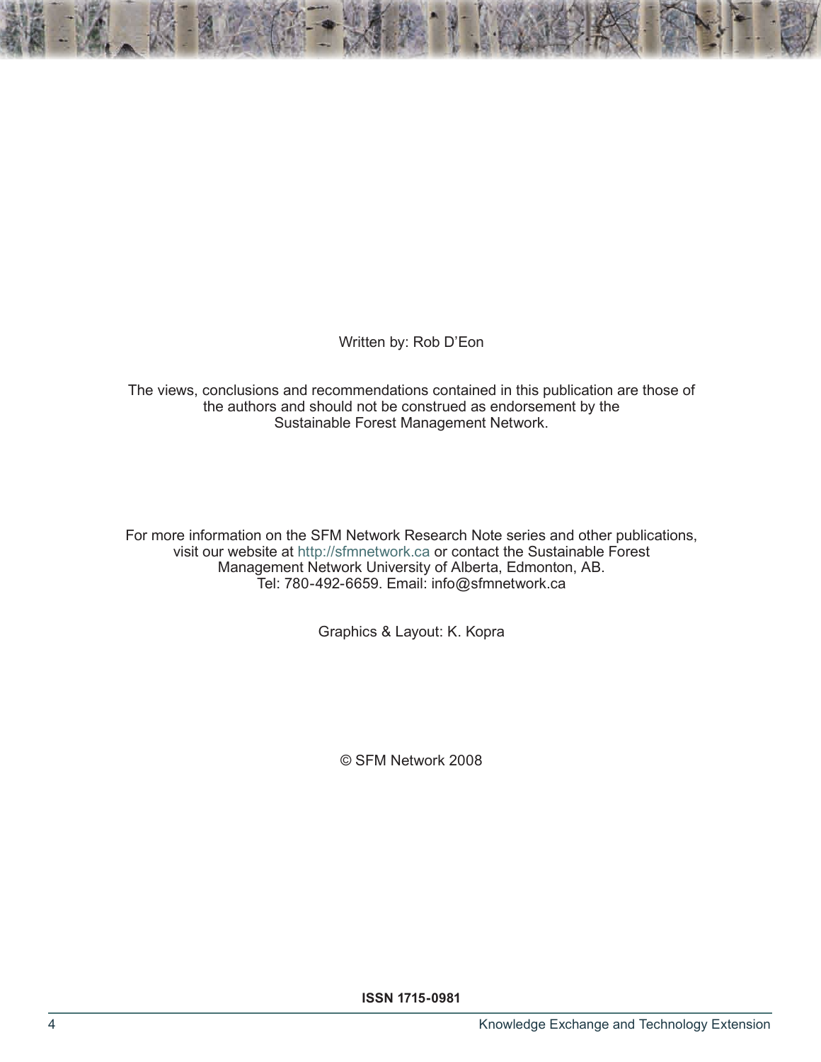Written by: Rob D'Eon

The views, conclusions and recommendations contained in this publication are those of the authors and should not be construed as endorsement by the Sustainable Forest Management Network.

For more information on the SFM Network Research Note series and other publications, visit our website at http://sfmnetwork.ca or contact the Sustainable Forest Management Network University of Alberta, Edmonton, AB. Tel: 780-492-6659. Email: info@sfmnetwork.ca

Graphics & Layout: K. Kopra

© SFM Network 2008

**ISSN 1715-0981**